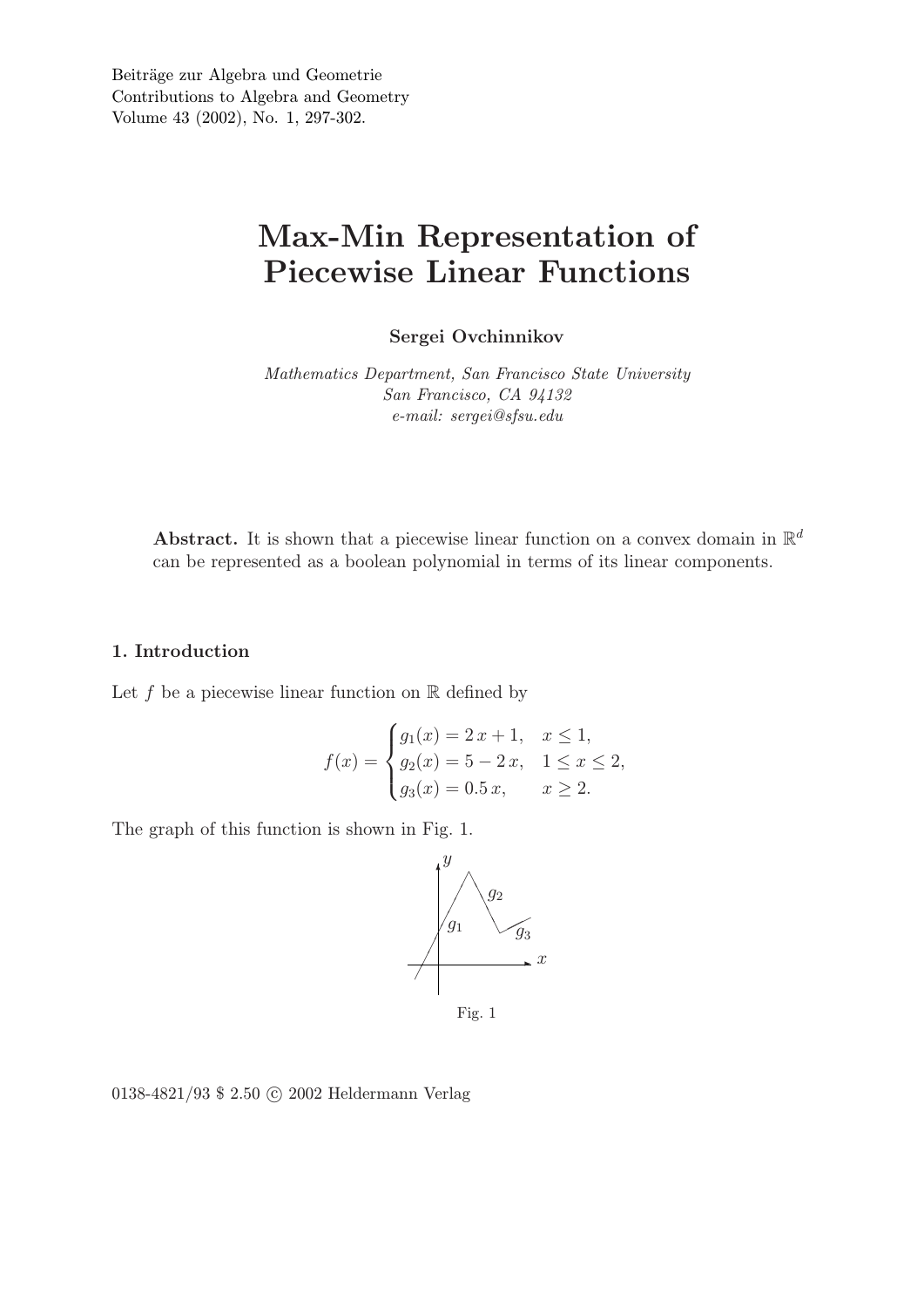Beiträge zur Algebra und Geometrie
Contributions to Algebra and Geometry
Volume 43 (2002), No. 1, 297-302.

# Max-Min Representation of Piecewise Linear Functions

**Sergei Ovchinnikov**

*Mathematics Department, San Francisco State University*
*San Francisco, CA 94132*
*e-mail: sergei@sfsu.edu*

**Abstract.** It is shown that a piecewise linear function on a convex domain in $\mathbb{R}^d$ can be represented as a boolean polynomial in terms of its linear components.

## 1. Introduction

Let $f$ be a piecewise linear function on $\mathbb{R}$ defined by

$$f(x) = \begin{cases} g_1(x) = 2\,x + 1, & x \leq 1, \\ g_2(x) = 5 - 2\,x, & 1 \leq x \leq 2, \\ g_3(x) = 0.5\,x, & x \geq 2. \end{cases}$$

The graph of this function is shown in Fig. 1.

Fig. 1

0138-4821/93 \$ 2.50 © 2002 Heldermann Verlag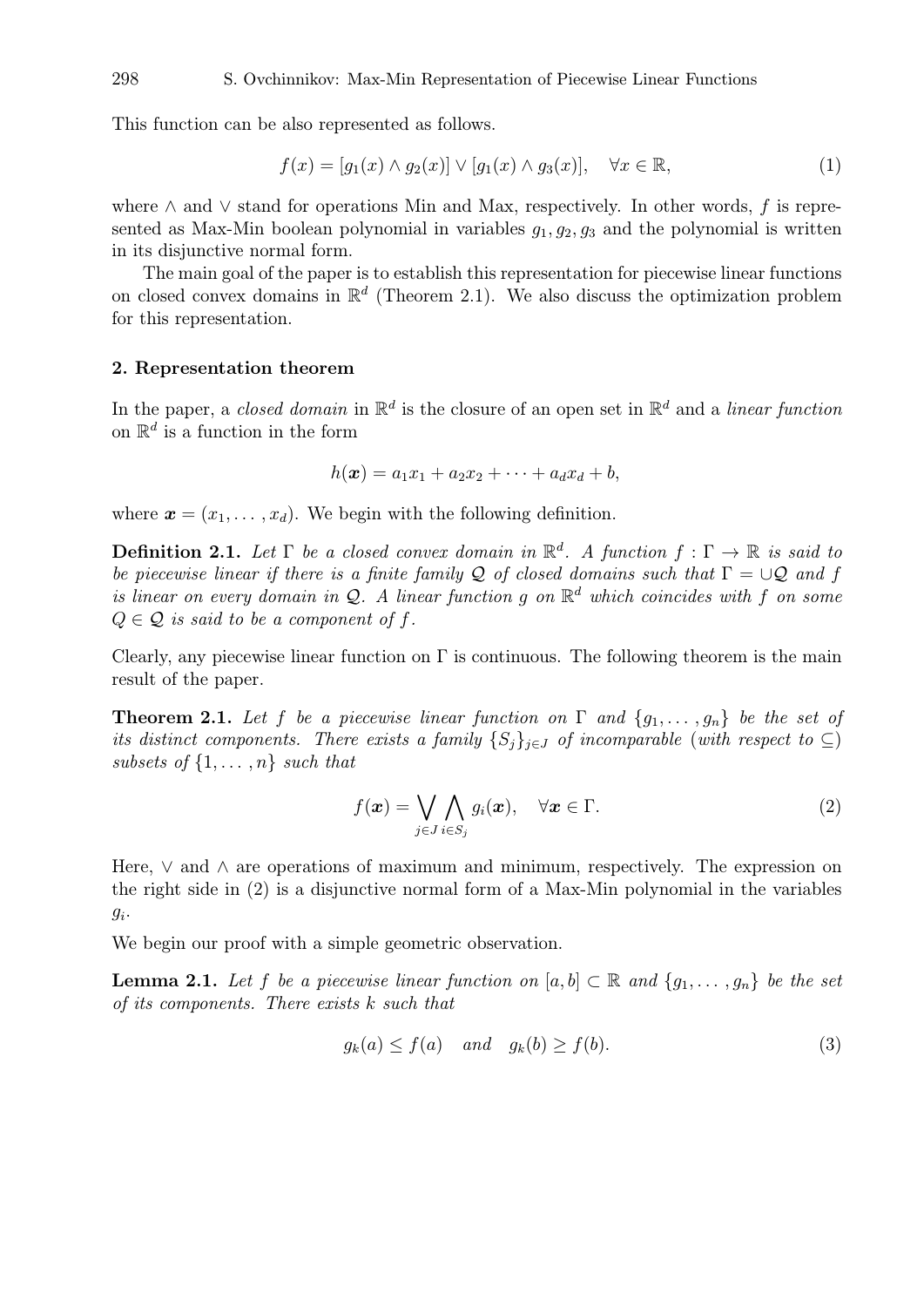This function can be also represented as follows.

$$f(x) = [g_1(x) \wedge g_2(x)] \vee [g_1(x) \wedge g_3(x)], \quad \forall x \in \mathbb{R}, \tag{1}$$

where $\wedge$ and $\vee$ stand for operations Min and Max, respectively. In other words, $f$ is represented as Max-Min boolean polynomial in variables $g_1, g_2, g_3$ and the polynomial is written in its disjunctive normal form.

The main goal of the paper is to establish this representation for piecewise linear functions on closed convex domains in $\mathbb{R}^d$ (Theorem 2.1). We also discuss the optimization problem for this representation.

## 2. Representation theorem

In the paper, a *closed domain* in $\mathbb{R}^d$ is the closure of an open set in $\mathbb{R}^d$ and a *linear function* on $\mathbb{R}^d$ is a function in the form

$$h(\boldsymbol{x}) = a_1x_1 + a_2x_2 + \cdots + a_dx_d + b,$$

where $\boldsymbol{x} = (x_1, \ldots, x_d)$. We begin with the following definition.

**Definition 2.1.** *Let $\Gamma$ be a closed convex domain in $\mathbb{R}^d$. A function $f : \Gamma \to \mathbb{R}$ is said to be piecewise linear if there is a finite family $\mathcal{Q}$ of closed domains such that $\Gamma = \cup\mathcal{Q}$ and $f$ is linear on every domain in $\mathcal{Q}$. A linear function $g$ on $\mathbb{R}^d$ which coincides with $f$ on some $Q \in \mathcal{Q}$ is said to be a component of $f$.*

Clearly, any piecewise linear function on $\Gamma$ is continuous. The following theorem is the main result of the paper.

**Theorem 2.1.** *Let $f$ be a piecewise linear function on $\Gamma$ and $\{g_1, \ldots, g_n\}$ be the set of its distinct components. There exists a family $\{S_j\}_{j\in J}$ of incomparable (with respect to $\subseteq$) subsets of $\{1, \ldots, n\}$ such that*

$$f(\boldsymbol{x}) = \bigvee_{j\in J} \bigwedge_{i\in S_j} g_i(\boldsymbol{x}), \quad \forall \boldsymbol{x} \in \Gamma. \tag{2}$$

Here, $\vee$ and $\wedge$ are operations of maximum and minimum, respectively. The expression on the right side in (2) is a disjunctive normal form of a Max-Min polynomial in the variables $g_i$.

We begin our proof with a simple geometric observation.

**Lemma 2.1.** *Let $f$ be a piecewise linear function on $[a, b] \subset \mathbb{R}$ and $\{g_1, \ldots, g_n\}$ be the set of its components. There exists $k$ such that*

$$g_k(a) \leq f(a) \quad \textit{and} \quad g_k(b) \geq f(b). \tag{3}$$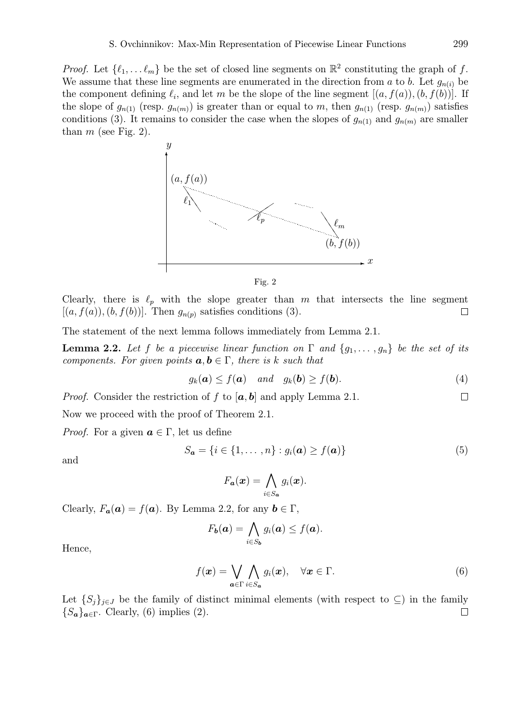*Proof.* Let $\{\ell_1, \dots \ell_m\}$ be the set of closed line segments on $\mathbb{R}^2$ constituting the graph of $f$. We assume that these line segments are enumerated in the direction from $a$ to $b$. Let $g_{n(i)}$ be the component defining $\ell_i$, and let $m$ be the slope of the line segment $[(a, f(a)), (b, f(b))]$. If the slope of $g_{n(1)}$ (resp. $g_{n(m)}$) is greater than or equal to $m$, then $g_{n(1)}$ (resp. $g_{n(m)}$) satisfies conditions (3). It remains to consider the case when the slopes of $g_{n(1)}$ and $g_{n(m)}$ are smaller than $m$ (see Fig. 2).

Fig. 2

Clearly, there is $\ell_p$ with the slope greater than $m$ that intersects the line segment $[(a, f(a)), (b, f(b))]$. Then $g_{n(p)}$ satisfies conditions (3). $\square$

The statement of the next lemma follows immediately from Lemma 2.1.

**Lemma 2.2.** *Let $f$ be a piecewise linear function on $\Gamma$ and $\{g_1, \dots, g_n\}$ be the set of its components. For given points $\boldsymbol{a}, \boldsymbol{b} \in \Gamma$, there is $k$ such that*

$$g_k(\boldsymbol{a}) \leq f(\boldsymbol{a}) \quad \text{and} \quad g_k(\boldsymbol{b}) \geq f(\boldsymbol{b}). \tag{4}$$

*Proof.* Consider the restriction of $f$ to $[\boldsymbol{a}, \boldsymbol{b}]$ and apply Lemma 2.1. $\square$

Now we proceed with the proof of Theorem 2.1.

*Proof.* For a given $\boldsymbol{a} \in \Gamma$, let us define

$$S_{\boldsymbol{a}} = \{i \in \{1, \dots, n\} : g_i(\boldsymbol{a}) \geq f(\boldsymbol{a})\} \tag{5}$$

and

$$F_{\boldsymbol{a}}(\boldsymbol{x}) = \bigwedge_{i \in S_{\boldsymbol{a}}} g_i(\boldsymbol{x}).$$

Clearly, $F_{\boldsymbol{a}}(\boldsymbol{a}) = f(\boldsymbol{a})$. By Lemma 2.2, for any $\boldsymbol{b} \in \Gamma$,

$$F_{\boldsymbol{b}}(\boldsymbol{a}) = \bigwedge_{i \in S_{\boldsymbol{b}}} g_i(\boldsymbol{a}) \leq f(\boldsymbol{a}).$$

Hence,

$$f(\boldsymbol{x}) = \bigvee_{\boldsymbol{a} \in \Gamma} \bigwedge_{i \in S_{\boldsymbol{a}}} g_i(\boldsymbol{x}), \quad \forall \boldsymbol{x} \in \Gamma. \tag{6}$$

Let $\{S_j\}_{j \in J}$ be the family of distinct minimal elements (with respect to $\subseteq$) in the family $\{S_{\boldsymbol{a}}\}_{\boldsymbol{a} \in \Gamma}$. Clearly, (6) implies (2). $\square$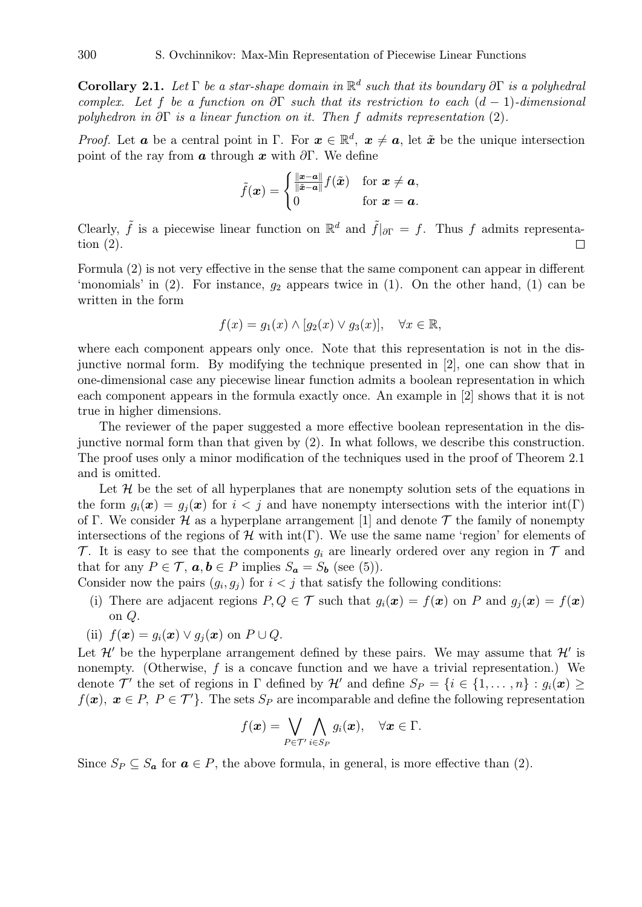**Corollary 2.1.** *Let $\Gamma$ be a star-shape domain in $\mathbb{R}^d$ such that its boundary $\partial\Gamma$ is a polyhedral complex. Let $f$ be a function on $\partial\Gamma$ such that its restriction to each $(d-1)$-dimensional polyhedron in $\partial\Gamma$ is a linear function on it. Then $f$ admits representation* (2).

*Proof.* Let $\boldsymbol{a}$ be a central point in $\Gamma$. For $\boldsymbol{x} \in \mathbb{R}^d$, $\boldsymbol{x} \neq \boldsymbol{a}$, let $\tilde{\boldsymbol{x}}$ be the unique intersection point of the ray from $\boldsymbol{a}$ through $\boldsymbol{x}$ with $\partial\Gamma$. We define

$$\tilde{f}(\boldsymbol{x}) = \begin{cases} \frac{\|\boldsymbol{x}-\boldsymbol{a}\|}{\|\tilde{\boldsymbol{x}}-\boldsymbol{a}\|} f(\tilde{\boldsymbol{x}}) & \text{for } \boldsymbol{x} \neq \boldsymbol{a}, \\ 0 & \text{for } \boldsymbol{x} = \boldsymbol{a}. \end{cases}$$

Clearly, $\tilde{f}$ is a piecewise linear function on $\mathbb{R}^d$ and $\tilde{f}|_{\partial\Gamma} = f$. Thus $f$ admits representation (2). $\square$

Formula (2) is not very effective in the sense that the same component can appear in different 'monomials' in (2). For instance, $g_2$ appears twice in (1). On the other hand, (1) can be written in the form

$$f(x) = g_1(x) \wedge [g_2(x) \vee g_3(x)], \quad \forall x \in \mathbb{R},$$

where each component appears only once. Note that this representation is not in the disjunctive normal form. By modifying the technique presented in [2], one can show that in one-dimensional case any piecewise linear function admits a boolean representation in which each component appears in the formula exactly once. An example in [2] shows that it is not true in higher dimensions.

The reviewer of the paper suggested a more effective boolean representation in the disjunctive normal form than that given by (2). In what follows, we describe this construction. The proof uses only a minor modification of the techniques used in the proof of Theorem 2.1 and is omitted.

Let $\mathcal{H}$ be the set of all hyperplanes that are nonempty solution sets of the equations in the form $g_i(\boldsymbol{x}) = g_j(\boldsymbol{x})$ for $i < j$ and have nonempty intersections with the interior $\mathrm{int}(\Gamma)$ of $\Gamma$. We consider $\mathcal{H}$ as a hyperplane arrangement [1] and denote $\mathcal{T}$ the family of nonempty intersections of the regions of $\mathcal{H}$ with $\mathrm{int}(\Gamma)$. We use the same name 'region' for elements of $\mathcal{T}$. It is easy to see that the components $g_i$ are linearly ordered over any region in $\mathcal{T}$ and that for any $P \in \mathcal{T}$, $\boldsymbol{a}, \boldsymbol{b} \in P$ implies $S_{\boldsymbol{a}} = S_{\boldsymbol{b}}$ (see (5)).

Consider now the pairs $(g_i, g_j)$ for $i < j$ that satisfy the following conditions:

(i) There are adjacent regions $P, Q \in \mathcal{T}$ such that $g_i(\boldsymbol{x}) = f(\boldsymbol{x})$ on $P$ and $g_j(\boldsymbol{x}) = f(\boldsymbol{x})$ on $Q$.

(ii) $f(\boldsymbol{x}) = g_i(\boldsymbol{x}) \vee g_j(\boldsymbol{x})$ on $P \cup Q$.

Let $\mathcal{H}'$ be the hyperplane arrangement defined by these pairs. We may assume that $\mathcal{H}'$ is nonempty. (Otherwise, $f$ is a concave function and we have a trivial representation.) We denote $\mathcal{T}'$ the set of regions in $\Gamma$ defined by $\mathcal{H}'$ and define $S_P = \{i \in \{1, \ldots, n\} : g_i(\boldsymbol{x}) \geq f(\boldsymbol{x}),\ \boldsymbol{x} \in P,\ P \in \mathcal{T}'\}$. The sets $S_P$ are incomparable and define the following representation

$$f(\boldsymbol{x}) = \bigvee_{P \in \mathcal{T}'} \bigwedge_{i \in S_P} g_i(\boldsymbol{x}), \quad \forall \boldsymbol{x} \in \Gamma.$$

Since $S_P \subseteq S_{\boldsymbol{a}}$ for $\boldsymbol{a} \in P$, the above formula, in general, is more effective than (2).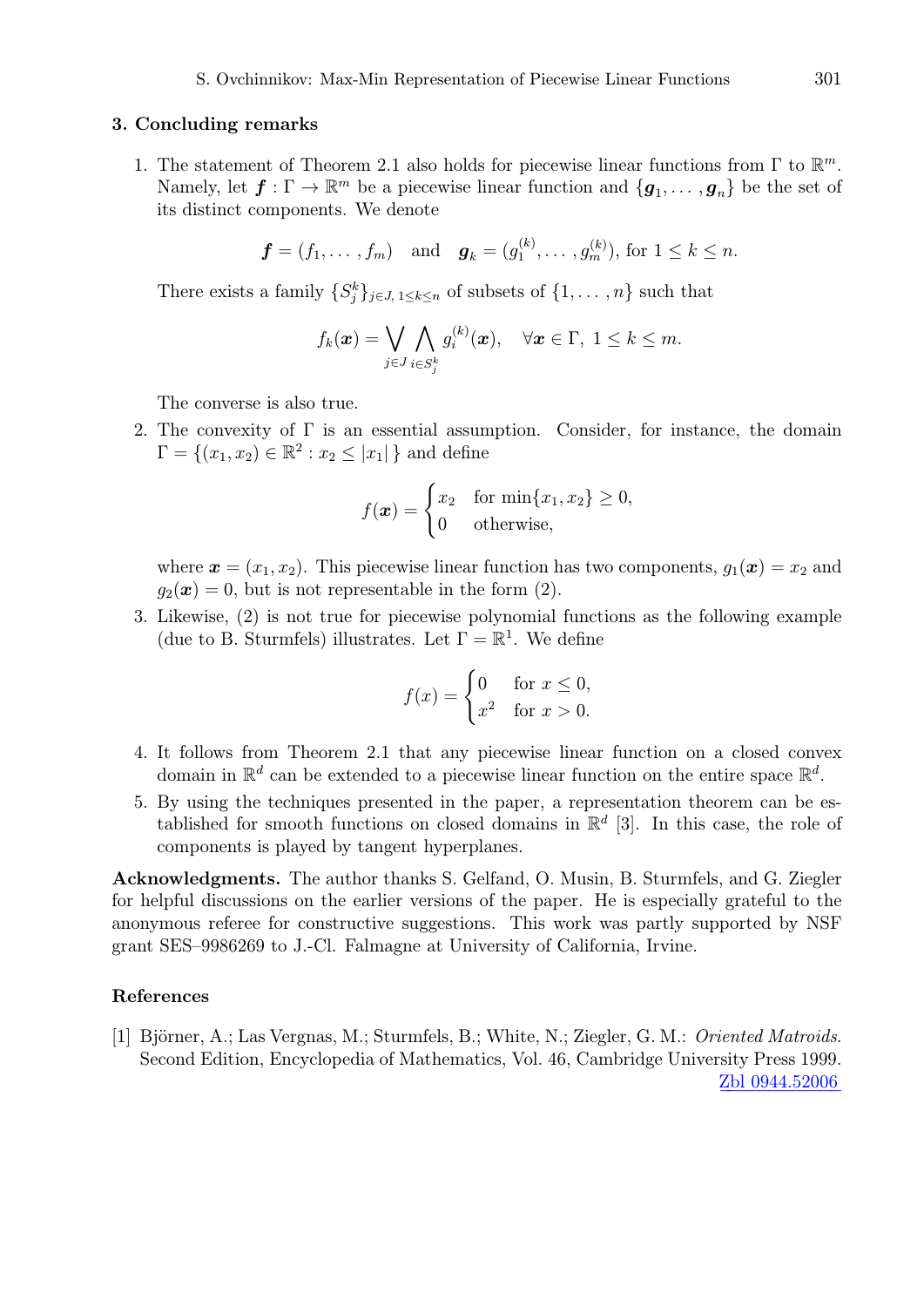## 3. Concluding remarks

1. The statement of Theorem 2.1 also holds for piecewise linear functions from $\Gamma$ to $\mathbb{R}^m$. Namely, let $\boldsymbol{f} : \Gamma \to \mathbb{R}^m$ be a piecewise linear function and $\{\boldsymbol{g}_1, \ldots, \boldsymbol{g}_n\}$ be the set of its distinct components. We denote

$$\boldsymbol{f} = (f_1, \ldots, f_m) \quad \text{and} \quad \boldsymbol{g}_k = (g_1^{(k)}, \ldots, g_m^{(k)}), \text{ for } 1 \le k \le n.$$

There exists a family $\{S_j^k\}_{j \in J,\, 1 \le k \le n}$ of subsets of $\{1, \ldots, n\}$ such that

$$f_k(\boldsymbol{x}) = \bigvee_{j \in J} \bigwedge_{i \in S_j^k} g_i^{(k)}(\boldsymbol{x}), \quad \forall \boldsymbol{x} \in \Gamma,\ 1 \le k \le m.$$

The converse is also true.

2. The convexity of $\Gamma$ is an essential assumption. Consider, for instance, the domain $\Gamma = \{(x_1, x_2) \in \mathbb{R}^2 : x_2 \le |x_1|\,\}$ and define

$$f(\boldsymbol{x}) = \begin{cases} x_2 & \text{for } \min\{x_1, x_2\} \ge 0, \\ 0 & \text{otherwise,} \end{cases}$$

where $\boldsymbol{x} = (x_1, x_2)$. This piecewise linear function has two components, $g_1(\boldsymbol{x}) = x_2$ and $g_2(\boldsymbol{x}) = 0$, but is not representable in the form (2).

3. Likewise, (2) is not true for piecewise polynomial functions as the following example (due to B. Sturmfels) illustrates. Let $\Gamma = \mathbb{R}^1$. We define

$$f(x) = \begin{cases} 0 & \text{for } x \le 0, \\ x^2 & \text{for } x > 0. \end{cases}$$

4. It follows from Theorem 2.1 that any piecewise linear function on a closed convex domain in $\mathbb{R}^d$ can be extended to a piecewise linear function on the entire space $\mathbb{R}^d$.

5. By using the techniques presented in the paper, a representation theorem can be established for smooth functions on closed domains in $\mathbb{R}^d$ [3]. In this case, the role of components is played by tangent hyperplanes.

**Acknowledgments.** The author thanks S. Gelfand, O. Musin, B. Sturmfels, and G. Ziegler for helpful discussions on the earlier versions of the paper. He is especially grateful to the anonymous referee for constructive suggestions. This work was partly supported by NSF grant SES–9986269 to J.-Cl. Falmagne at University of California, Irvine.

## References

[1] Björner, A.; Las Vergnas, M.; Sturmfels, B.; White, N.; Ziegler, G. M.: *Oriented Matroids*. Second Edition, Encyclopedia of Mathematics, Vol. 46, Cambridge University Press 1999. Zbl 0944.52006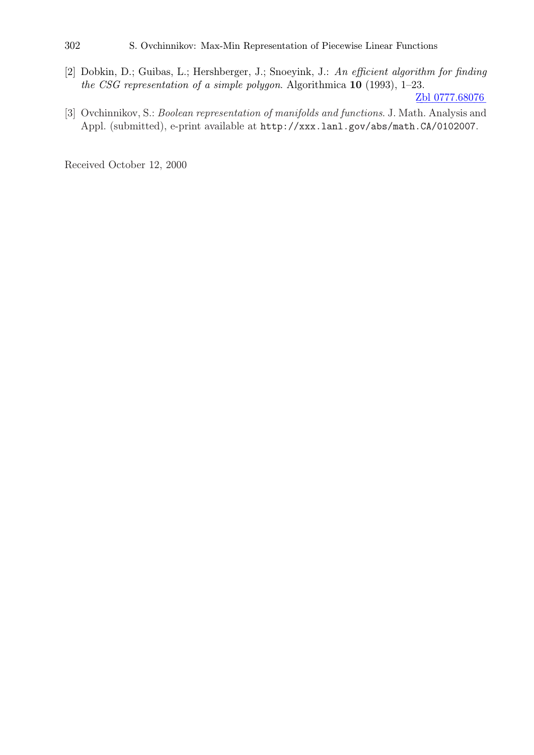[2] Dobkin, D.; Guibas, L.; Hershberger, J.; Snoeyink, J.: *An efficient algorithm for finding the CSG representation of a simple polygon*. Algorithmica **10** (1993), 1–23. Zbl 0777.68076

[3] Ovchinnikov, S.: *Boolean representation of manifolds and functions*. J. Math. Analysis and Appl. (submitted), e-print available at `http://xxx.lanl.gov/abs/math.CA/0102007`.

Received October 12, 2000